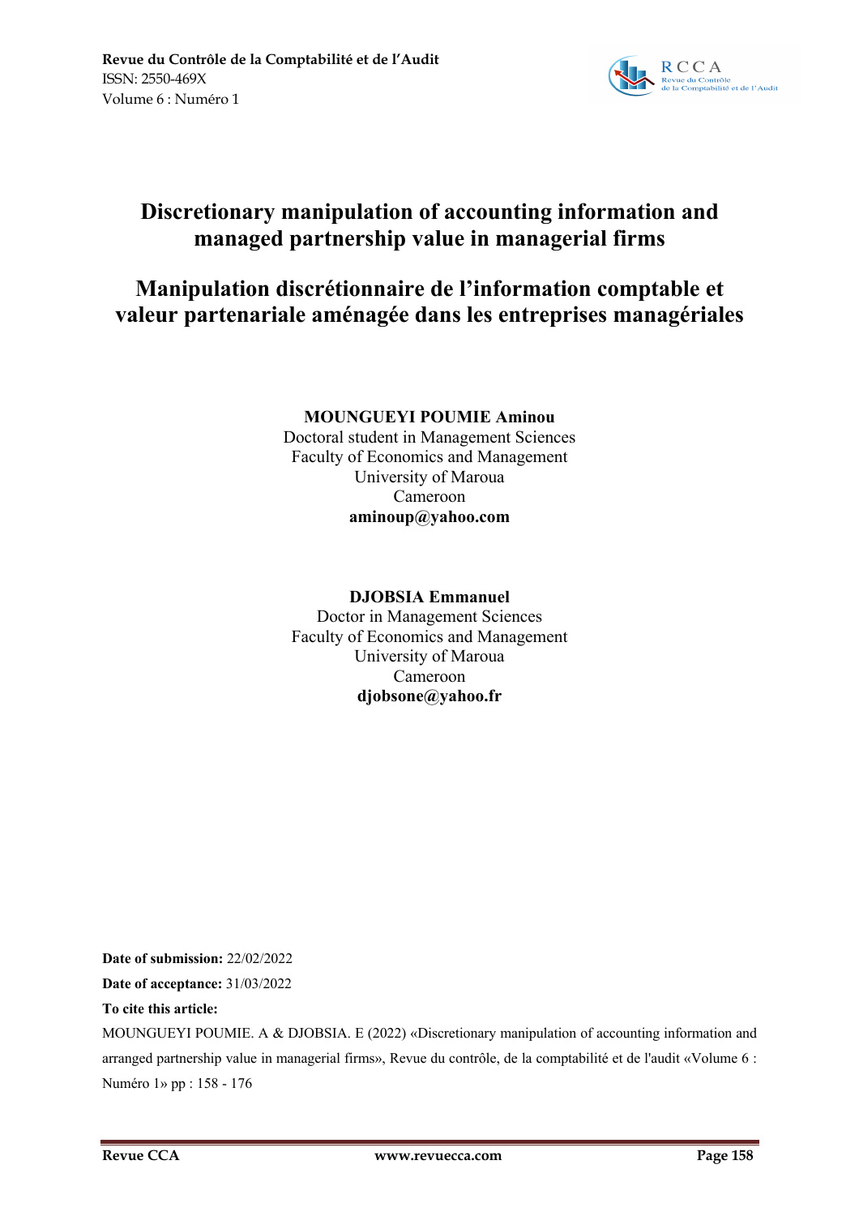# Discretionary manipulation of accounting information and managed partnership value in managerial firms

# Manipulation discrétionnaire de l'information comptable et valeur partenariale aménagée dans les entreprises managériales

**MOUNGUEYI POUMIE Aminou**
Doctoral student in Management Sciences
Faculty of Economics and Management
University of Maroua
Cameroon
**aminoup@yahoo.com**

**DJOBSIA Emmanuel**
Doctor in Management Sciences
Faculty of Economics and Management
University of Maroua
Cameroon
**djobsone@yahoo.fr**

**Date of submission:** 22/02/2022

**Date of acceptance:** 31/03/2022

**To cite this article:**

MOUNGUEYI POUMIE. A & DJOBSIA. E (2022) «Discretionary manipulation of accounting information and arranged partnership value in managerial firms», Revue du contrôle, de la comptabilité et de l'audit «Volume 6 : Numéro 1» pp : 158 - 176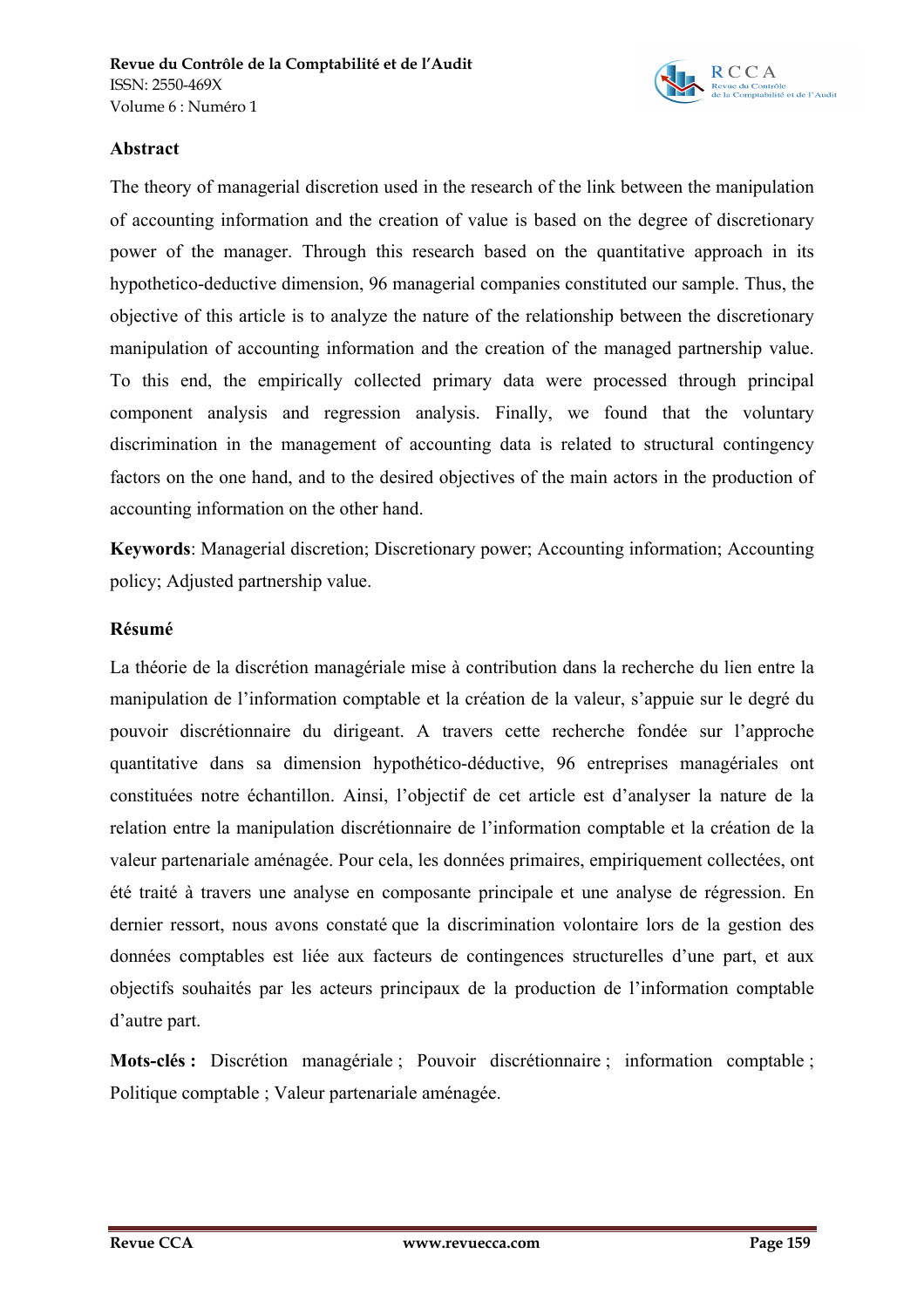## Abstract

The theory of managerial discretion used in the research of the link between the manipulation of accounting information and the creation of value is based on the degree of discretionary power of the manager. Through this research based on the quantitative approach in its hypothetico-deductive dimension, 96 managerial companies constituted our sample. Thus, the objective of this article is to analyze the nature of the relationship between the discretionary manipulation of accounting information and the creation of the managed partnership value. To this end, the empirically collected primary data were processed through principal component analysis and regression analysis. Finally, we found that the voluntary discrimination in the management of accounting data is related to structural contingency factors on the one hand, and to the desired objectives of the main actors in the production of accounting information on the other hand.

**Keywords**: Managerial discretion; Discretionary power; Accounting information; Accounting policy; Adjusted partnership value.

## Résumé

La théorie de la discrétion managériale mise à contribution dans la recherche du lien entre la manipulation de l'information comptable et la création de la valeur, s'appuie sur le degré du pouvoir discrétionnaire du dirigeant. A travers cette recherche fondée sur l'approche quantitative dans sa dimension hypothético-déductive, 96 entreprises managériales ont constituées notre échantillon. Ainsi, l'objectif de cet article est d'analyser la nature de la relation entre la manipulation discrétionnaire de l'information comptable et la création de la valeur partenariale aménagée. Pour cela, les données primaires, empiriquement collectées, ont été traité à travers une analyse en composante principale et une analyse de régression. En dernier ressort, nous avons constaté que la discrimination volontaire lors de la gestion des données comptables est liée aux facteurs de contingences structurelles d'une part, et aux objectifs souhaités par les acteurs principaux de la production de l'information comptable d'autre part.

**Mots-clés :** Discrétion managériale ; Pouvoir discrétionnaire ; information comptable ; Politique comptable ; Valeur partenariale aménagée.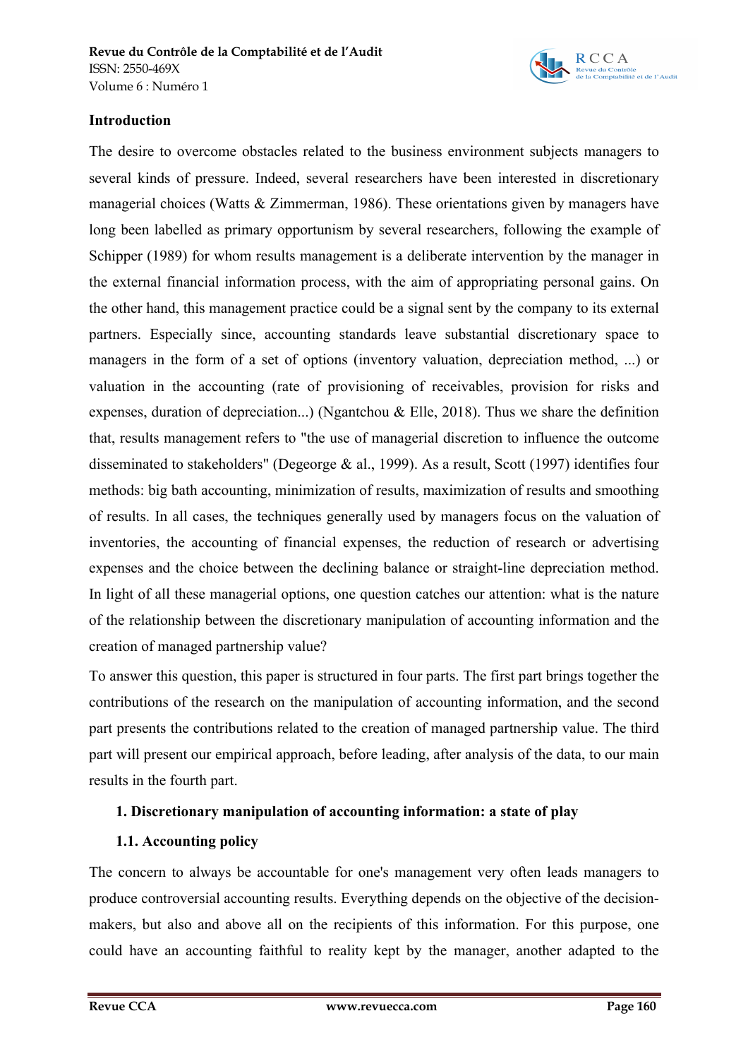## Introduction

The desire to overcome obstacles related to the business environment subjects managers to several kinds of pressure. Indeed, several researchers have been interested in discretionary managerial choices (Watts & Zimmerman, 1986). These orientations given by managers have long been labelled as primary opportunism by several researchers, following the example of Schipper (1989) for whom results management is a deliberate intervention by the manager in the external financial information process, with the aim of appropriating personal gains. On the other hand, this management practice could be a signal sent by the company to its external partners. Especially since, accounting standards leave substantial discretionary space to managers in the form of a set of options (inventory valuation, depreciation method, ...) or valuation in the accounting (rate of provisioning of receivables, provision for risks and expenses, duration of depreciation...) (Ngantchou & Elle, 2018). Thus we share the definition that, results management refers to "the use of managerial discretion to influence the outcome disseminated to stakeholders" (Degeorge & al., 1999). As a result, Scott (1997) identifies four methods: big bath accounting, minimization of results, maximization of results and smoothing of results. In all cases, the techniques generally used by managers focus on the valuation of inventories, the accounting of financial expenses, the reduction of research or advertising expenses and the choice between the declining balance or straight-line depreciation method. In light of all these managerial options, one question catches our attention: what is the nature of the relationship between the discretionary manipulation of accounting information and the creation of managed partnership value?

To answer this question, this paper is structured in four parts. The first part brings together the contributions of the research on the manipulation of accounting information, and the second part presents the contributions related to the creation of managed partnership value. The third part will present our empirical approach, before leading, after analysis of the data, to our main results in the fourth part.

### 1. Discretionary manipulation of accounting information: a state of play

#### 1.1. Accounting policy

The concern to always be accountable for one's management very often leads managers to produce controversial accounting results. Everything depends on the objective of the decision-makers, but also and above all on the recipients of this information. For this purpose, one could have an accounting faithful to reality kept by the manager, another adapted to the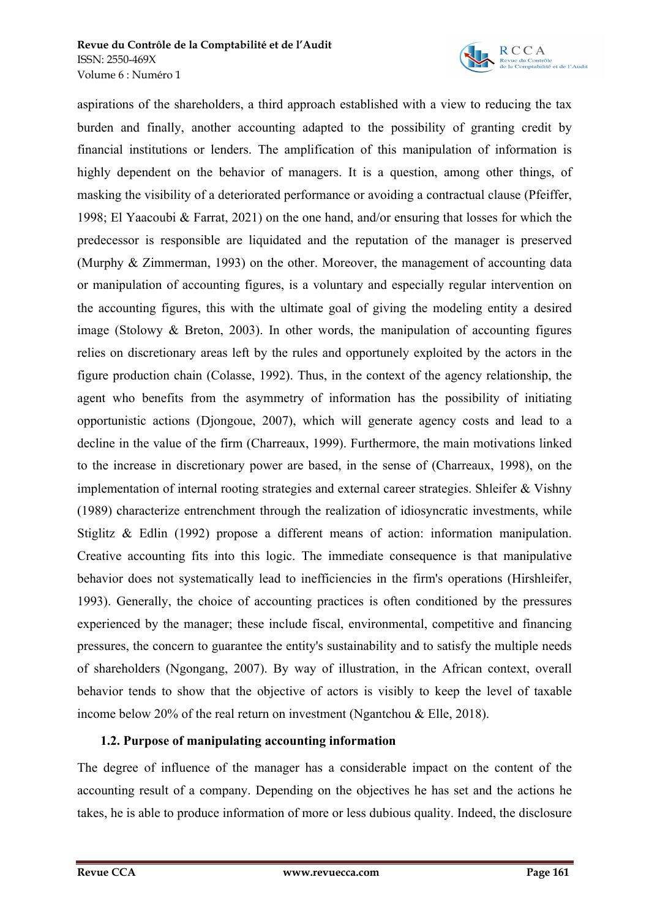aspirations of the shareholders, a third approach established with a view to reducing the tax burden and finally, another accounting adapted to the possibility of granting credit by financial institutions or lenders. The amplification of this manipulation of information is highly dependent on the behavior of managers. It is a question, among other things, of masking the visibility of a deteriorated performance or avoiding a contractual clause (Pfeiffer, 1998; El Yaacoubi & Farrat, 2021) on the one hand, and/or ensuring that losses for which the predecessor is responsible are liquidated and the reputation of the manager is preserved (Murphy & Zimmerman, 1993) on the other. Moreover, the management of accounting data or manipulation of accounting figures, is a voluntary and especially regular intervention on the accounting figures, this with the ultimate goal of giving the modeling entity a desired image (Stolowy & Breton, 2003). In other words, the manipulation of accounting figures relies on discretionary areas left by the rules and opportunely exploited by the actors in the figure production chain (Colasse, 1992). Thus, in the context of the agency relationship, the agent who benefits from the asymmetry of information has the possibility of initiating opportunistic actions (Djongoue, 2007), which will generate agency costs and lead to a decline in the value of the firm (Charreaux, 1999). Furthermore, the main motivations linked to the increase in discretionary power are based, in the sense of (Charreaux, 1998), on the implementation of internal rooting strategies and external career strategies. Shleifer & Vishny (1989) characterize entrenchment through the realization of idiosyncratic investments, while Stiglitz & Edlin (1992) propose a different means of action: information manipulation. Creative accounting fits into this logic. The immediate consequence is that manipulative behavior does not systematically lead to inefficiencies in the firm's operations (Hirshleifer, 1993). Generally, the choice of accounting practices is often conditioned by the pressures experienced by the manager; these include fiscal, environmental, competitive and financing pressures, the concern to guarantee the entity's sustainability and to satisfy the multiple needs of shareholders (Ngongang, 2007). By way of illustration, in the African context, overall behavior tends to show that the objective of actors is visibly to keep the level of taxable income below 20% of the real return on investment (Ngantchou & Elle, 2018).

### 1.2. Purpose of manipulating accounting information

The degree of influence of the manager has a considerable impact on the content of the accounting result of a company. Depending on the objectives he has set and the actions he takes, he is able to produce information of more or less dubious quality. Indeed, the disclosure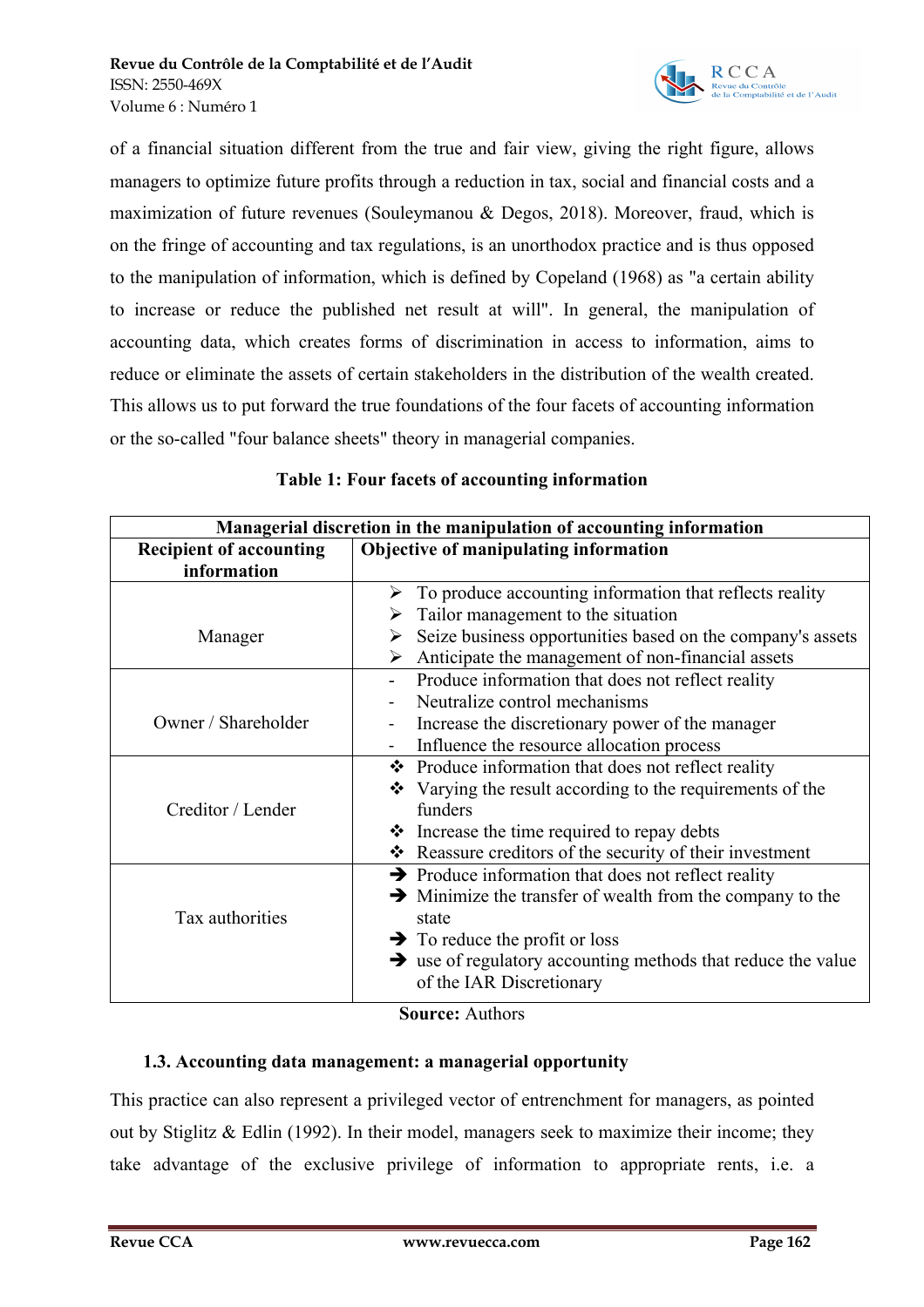of a financial situation different from the true and fair view, giving the right figure, allows managers to optimize future profits through a reduction in tax, social and financial costs and a maximization of future revenues (Souleymanou & Degos, 2018). Moreover, fraud, which is on the fringe of accounting and tax regulations, is an unorthodox practice and is thus opposed to the manipulation of information, which is defined by Copeland (1968) as "a certain ability to increase or reduce the published net result at will". In general, the manipulation of accounting data, which creates forms of discrimination in access to information, aims to reduce or eliminate the assets of certain stakeholders in the distribution of the wealth created. This allows us to put forward the true foundations of the four facets of accounting information or the so-called "four balance sheets" theory in managerial companies.

**Table 1: Four facets of accounting information**

| Managerial discretion in the manipulation of accounting information | |
|---|---|
| **Recipient of accounting information** | **Objective of manipulating information** |
| Manager | ➢ To produce accounting information that reflects reality<br>➢ Tailor management to the situation<br>➢ Seize business opportunities based on the company's assets<br>➢ Anticipate the management of non-financial assets |
| Owner / Shareholder | - Produce information that does not reflect reality<br>- Neutralize control mechanisms<br>- Increase the discretionary power of the manager<br>- Influence the resource allocation process |
| Creditor / Lender | ❖ Produce information that does not reflect reality<br>❖ Varying the result according to the requirements of the funders<br>❖ Increase the time required to repay debts<br>❖ Reassure creditors of the security of their investment |
| Tax authorities | ➔ Produce information that does not reflect reality<br>➔ Minimize the transfer of wealth from the company to the state<br>➔ To reduce the profit or loss<br>➔ use of regulatory accounting methods that reduce the value of the IAR Discretionary |

**Source:** Authors

### 1.3. Accounting data management: a managerial opportunity

This practice can also represent a privileged vector of entrenchment for managers, as pointed out by Stiglitz & Edlin (1992). In their model, managers seek to maximize their income; they take advantage of the exclusive privilege of information to appropriate rents, i.e. a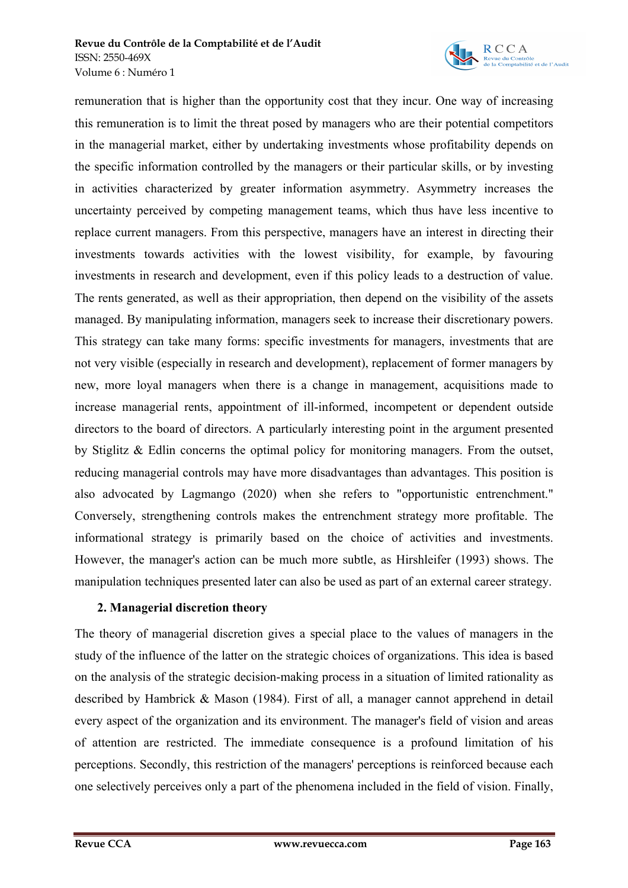remuneration that is higher than the opportunity cost that they incur. One way of increasing this remuneration is to limit the threat posed by managers who are their potential competitors in the managerial market, either by undertaking investments whose profitability depends on the specific information controlled by the managers or their particular skills, or by investing in activities characterized by greater information asymmetry. Asymmetry increases the uncertainty perceived by competing management teams, which thus have less incentive to replace current managers. From this perspective, managers have an interest in directing their investments towards activities with the lowest visibility, for example, by favouring investments in research and development, even if this policy leads to a destruction of value. The rents generated, as well as their appropriation, then depend on the visibility of the assets managed. By manipulating information, managers seek to increase their discretionary powers. This strategy can take many forms: specific investments for managers, investments that are not very visible (especially in research and development), replacement of former managers by new, more loyal managers when there is a change in management, acquisitions made to increase managerial rents, appointment of ill-informed, incompetent or dependent outside directors to the board of directors. A particularly interesting point in the argument presented by Stiglitz & Edlin concerns the optimal policy for monitoring managers. From the outset, reducing managerial controls may have more disadvantages than advantages. This position is also advocated by Lagmango (2020) when she refers to "opportunistic entrenchment." Conversely, strengthening controls makes the entrenchment strategy more profitable. The informational strategy is primarily based on the choice of activities and investments. However, the manager's action can be much more subtle, as Hirshleifer (1993) shows. The manipulation techniques presented later can also be used as part of an external career strategy.

## 2. Managerial discretion theory

The theory of managerial discretion gives a special place to the values of managers in the study of the influence of the latter on the strategic choices of organizations. This idea is based on the analysis of the strategic decision-making process in a situation of limited rationality as described by Hambrick & Mason (1984). First of all, a manager cannot apprehend in detail every aspect of the organization and its environment. The manager's field of vision and areas of attention are restricted. The immediate consequence is a profound limitation of his perceptions. Secondly, this restriction of the managers' perceptions is reinforced because each one selectively perceives only a part of the phenomena included in the field of vision. Finally,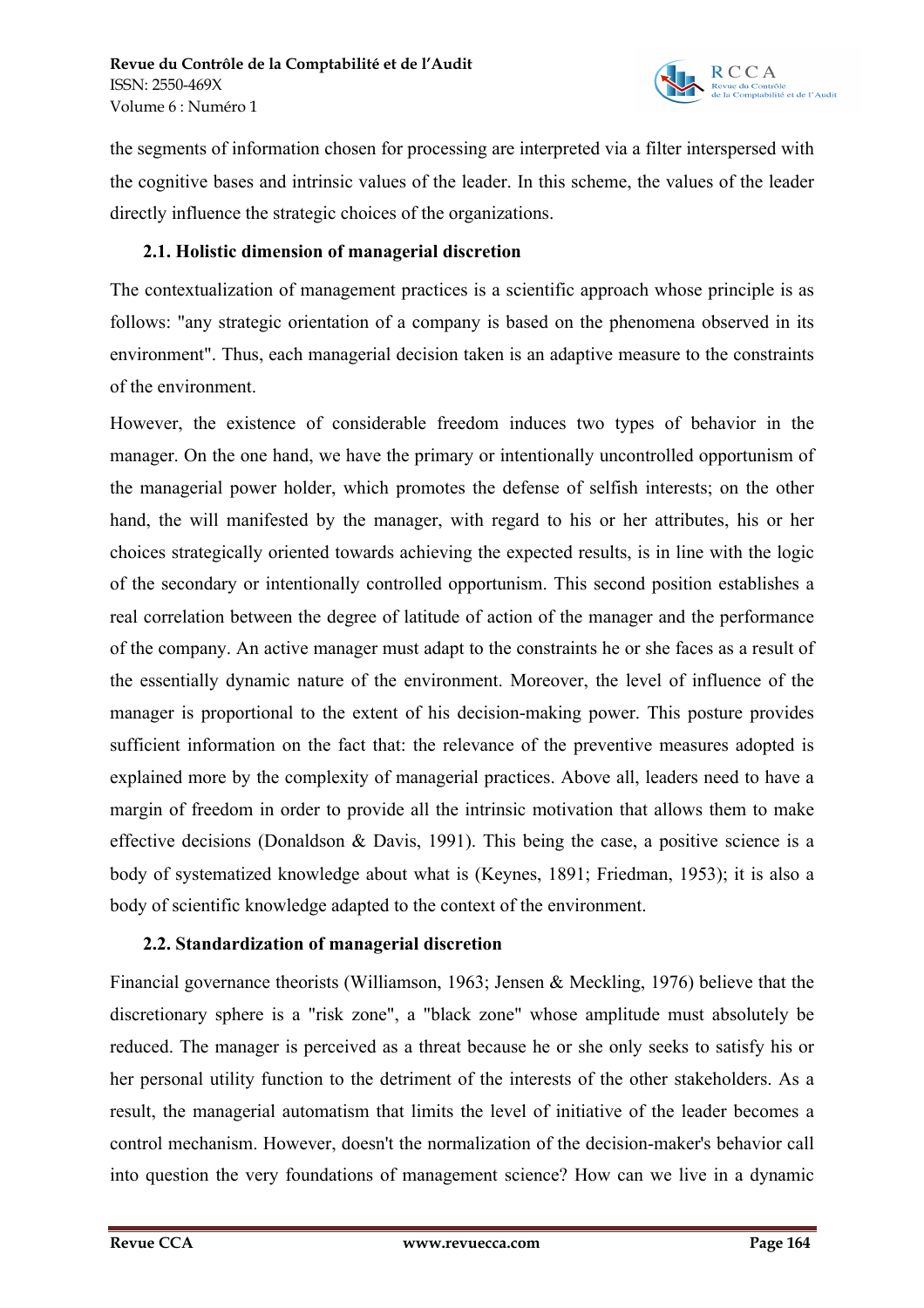the segments of information chosen for processing are interpreted via a filter interspersed with the cognitive bases and intrinsic values of the leader. In this scheme, the values of the leader directly influence the strategic choices of the organizations.

### 2.1. Holistic dimension of managerial discretion

The contextualization of management practices is a scientific approach whose principle is as follows: "any strategic orientation of a company is based on the phenomena observed in its environment". Thus, each managerial decision taken is an adaptive measure to the constraints of the environment.

However, the existence of considerable freedom induces two types of behavior in the manager. On the one hand, we have the primary or intentionally uncontrolled opportunism of the managerial power holder, which promotes the defense of selfish interests; on the other hand, the will manifested by the manager, with regard to his or her attributes, his or her choices strategically oriented towards achieving the expected results, is in line with the logic of the secondary or intentionally controlled opportunism. This second position establishes a real correlation between the degree of latitude of action of the manager and the performance of the company. An active manager must adapt to the constraints he or she faces as a result of the essentially dynamic nature of the environment. Moreover, the level of influence of the manager is proportional to the extent of his decision-making power. This posture provides sufficient information on the fact that: the relevance of the preventive measures adopted is explained more by the complexity of managerial practices. Above all, leaders need to have a margin of freedom in order to provide all the intrinsic motivation that allows them to make effective decisions (Donaldson & Davis, 1991). This being the case, a positive science is a body of systematized knowledge about what is (Keynes, 1891; Friedman, 1953); it is also a body of scientific knowledge adapted to the context of the environment.

### 2.2. Standardization of managerial discretion

Financial governance theorists (Williamson, 1963; Jensen & Meckling, 1976) believe that the discretionary sphere is a "risk zone", a "black zone" whose amplitude must absolutely be reduced. The manager is perceived as a threat because he or she only seeks to satisfy his or her personal utility function to the detriment of the interests of the other stakeholders. As a result, the managerial automatism that limits the level of initiative of the leader becomes a control mechanism. However, doesn't the normalization of the decision-maker's behavior call into question the very foundations of management science? How can we live in a dynamic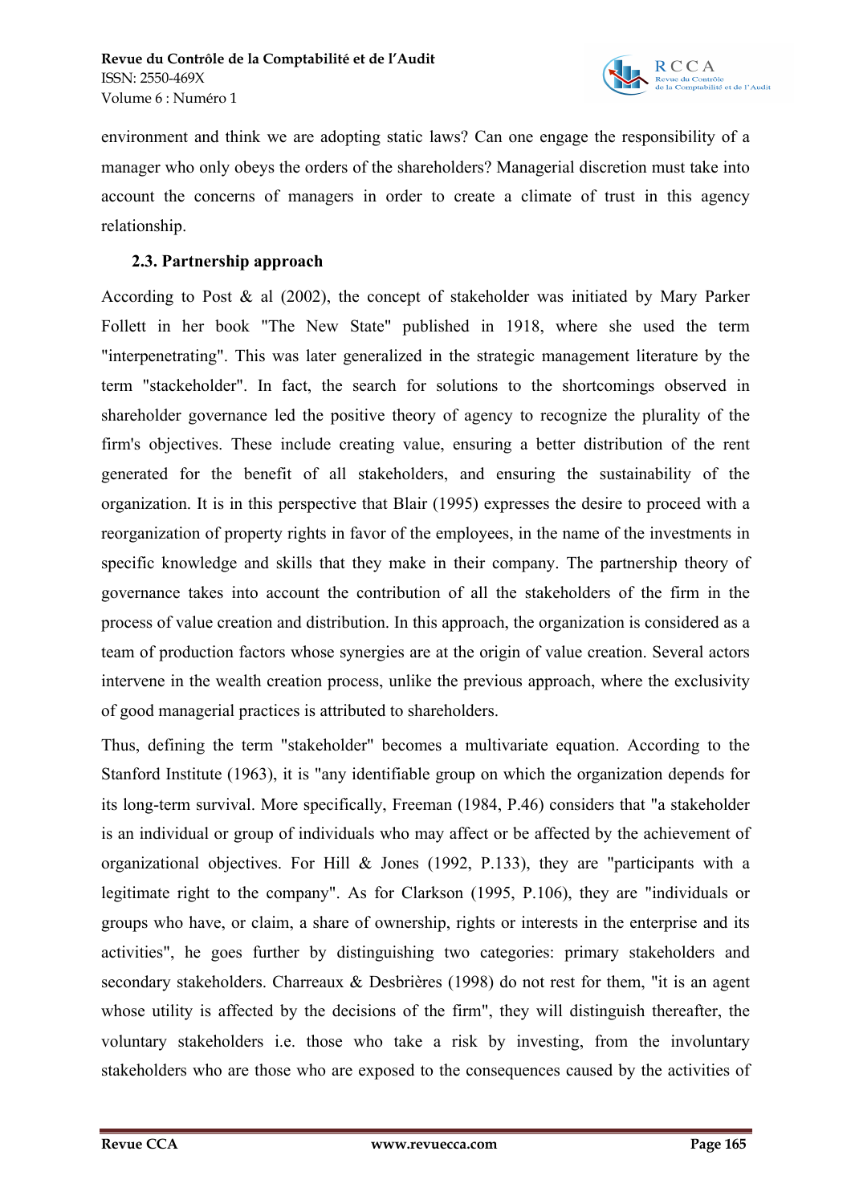environment and think we are adopting static laws? Can one engage the responsibility of a manager who only obeys the orders of the shareholders? Managerial discretion must take into account the concerns of managers in order to create a climate of trust in this agency relationship.

### 2.3. Partnership approach

According to Post & al (2002), the concept of stakeholder was initiated by Mary Parker Follett in her book "The New State" published in 1918, where she used the term "interpenetrating". This was later generalized in the strategic management literature by the term "stackeholder". In fact, the search for solutions to the shortcomings observed in shareholder governance led the positive theory of agency to recognize the plurality of the firm's objectives. These include creating value, ensuring a better distribution of the rent generated for the benefit of all stakeholders, and ensuring the sustainability of the organization. It is in this perspective that Blair (1995) expresses the desire to proceed with a reorganization of property rights in favor of the employees, in the name of the investments in specific knowledge and skills that they make in their company. The partnership theory of governance takes into account the contribution of all the stakeholders of the firm in the process of value creation and distribution. In this approach, the organization is considered as a team of production factors whose synergies are at the origin of value creation. Several actors intervene in the wealth creation process, unlike the previous approach, where the exclusivity of good managerial practices is attributed to shareholders.

Thus, defining the term "stakeholder" becomes a multivariate equation. According to the Stanford Institute (1963), it is "any identifiable group on which the organization depends for its long-term survival. More specifically, Freeman (1984, P.46) considers that "a stakeholder is an individual or group of individuals who may affect or be affected by the achievement of organizational objectives. For Hill & Jones (1992, P.133), they are "participants with a legitimate right to the company". As for Clarkson (1995, P.106), they are "individuals or groups who have, or claim, a share of ownership, rights or interests in the enterprise and its activities", he goes further by distinguishing two categories: primary stakeholders and secondary stakeholders. Charreaux & Desbrières (1998) do not rest for them, "it is an agent whose utility is affected by the decisions of the firm", they will distinguish thereafter, the voluntary stakeholders i.e. those who take a risk by investing, from the involuntary stakeholders who are those who are exposed to the consequences caused by the activities of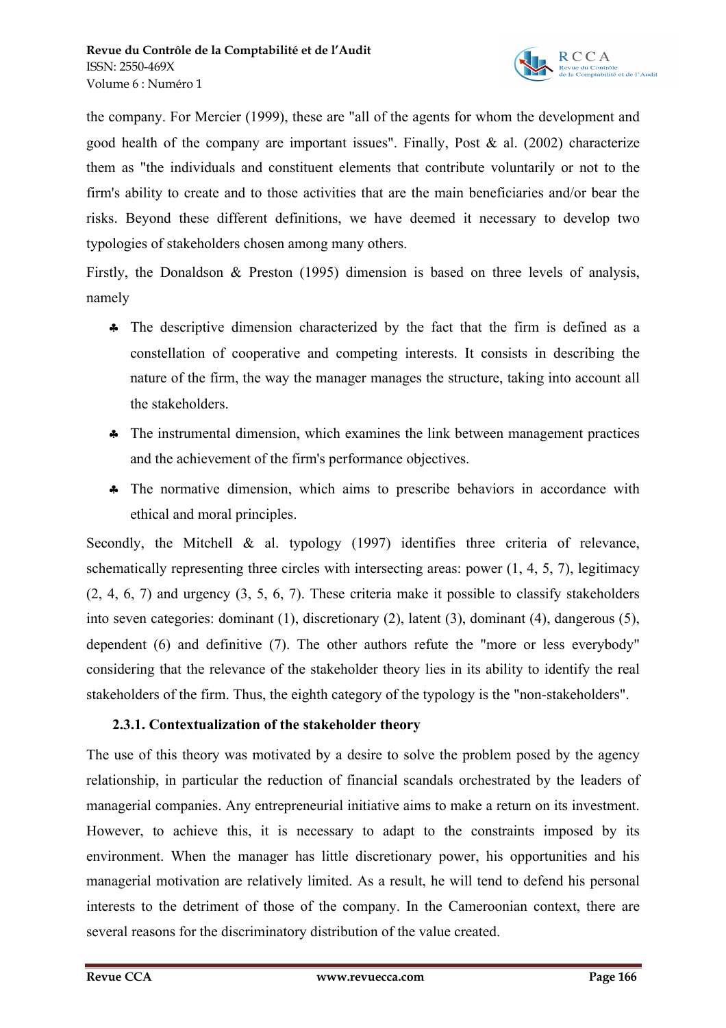the company. For Mercier (1999), these are "all of the agents for whom the development and good health of the company are important issues". Finally, Post & al. (2002) characterize them as "the individuals and constituent elements that contribute voluntarily or not to the firm's ability to create and to those activities that are the main beneficiaries and/or bear the risks. Beyond these different definitions, we have deemed it necessary to develop two typologies of stakeholders chosen among many others.

Firstly, the Donaldson & Preston (1995) dimension is based on three levels of analysis, namely

- The descriptive dimension characterized by the fact that the firm is defined as a constellation of cooperative and competing interests. It consists in describing the nature of the firm, the way the manager manages the structure, taking into account all the stakeholders.
- The instrumental dimension, which examines the link between management practices and the achievement of the firm's performance objectives.
- The normative dimension, which aims to prescribe behaviors in accordance with ethical and moral principles.

Secondly, the Mitchell & al. typology (1997) identifies three criteria of relevance, schematically representing three circles with intersecting areas: power (1, 4, 5, 7), legitimacy (2, 4, 6, 7) and urgency (3, 5, 6, 7). These criteria make it possible to classify stakeholders into seven categories: dominant (1), discretionary (2), latent (3), dominant (4), dangerous (5), dependent (6) and definitive (7). The other authors refute the "more or less everybody" considering that the relevance of the stakeholder theory lies in its ability to identify the real stakeholders of the firm. Thus, the eighth category of the typology is the "non-stakeholders".

### 2.3.1. Contextualization of the stakeholder theory

The use of this theory was motivated by a desire to solve the problem posed by the agency relationship, in particular the reduction of financial scandals orchestrated by the leaders of managerial companies. Any entrepreneurial initiative aims to make a return on its investment. However, to achieve this, it is necessary to adapt to the constraints imposed by its environment. When the manager has little discretionary power, his opportunities and his managerial motivation are relatively limited. As a result, he will tend to defend his personal interests to the detriment of those of the company. In the Cameroonian context, there are several reasons for the discriminatory distribution of the value created.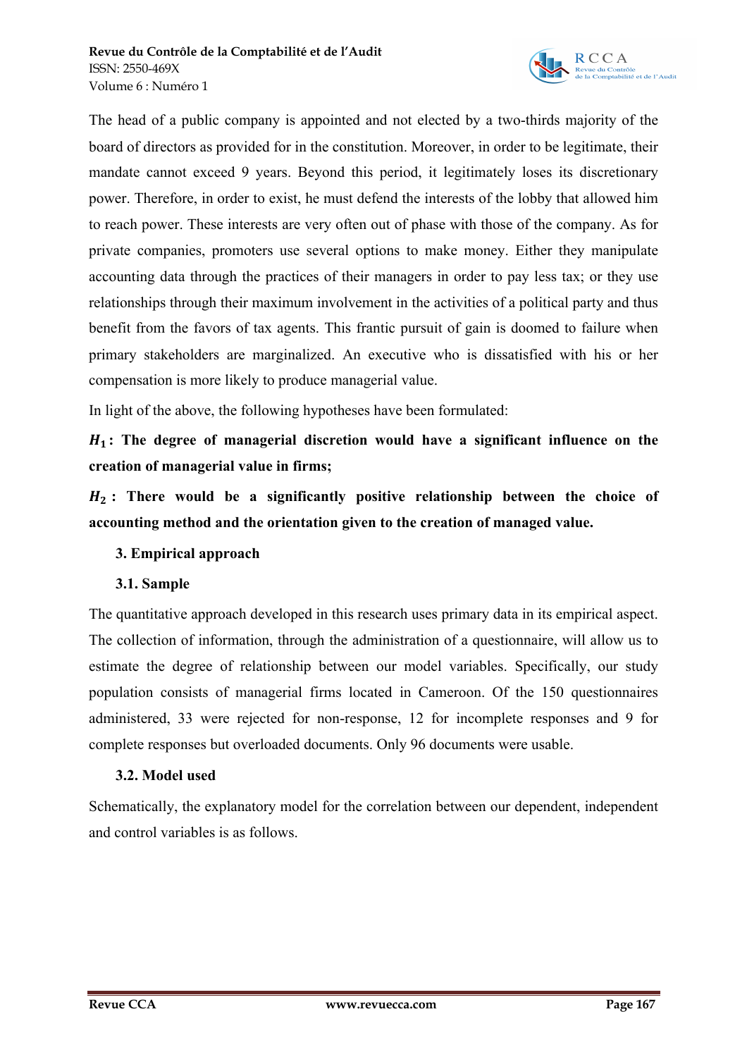The head of a public company is appointed and not elected by a two-thirds majority of the board of directors as provided for in the constitution. Moreover, in order to be legitimate, their mandate cannot exceed 9 years. Beyond this period, it legitimately loses its discretionary power. Therefore, in order to exist, he must defend the interests of the lobby that allowed him to reach power. These interests are very often out of phase with those of the company. As for private companies, promoters use several options to make money. Either they manipulate accounting data through the practices of their managers in order to pay less tax; or they use relationships through their maximum involvement in the activities of a political party and thus benefit from the favors of tax agents. This frantic pursuit of gain is doomed to failure when primary stakeholders are marginalized. An executive who is dissatisfied with his or her compensation is more likely to produce managerial value.

In light of the above, the following hypotheses have been formulated:

**$H_1$: The degree of managerial discretion would have a significant influence on the creation of managerial value in firms;**

**$H_2$: There would be a significantly positive relationship between the choice of accounting method and the orientation given to the creation of managed value.**

## 3. Empirical approach

### 3.1. Sample

The quantitative approach developed in this research uses primary data in its empirical aspect. The collection of information, through the administration of a questionnaire, will allow us to estimate the degree of relationship between our model variables. Specifically, our study population consists of managerial firms located in Cameroon. Of the 150 questionnaires administered, 33 were rejected for non-response, 12 for incomplete responses and 9 for complete responses but overloaded documents. Only 96 documents were usable.

### 3.2. Model used

Schematically, the explanatory model for the correlation between our dependent, independent and control variables is as follows.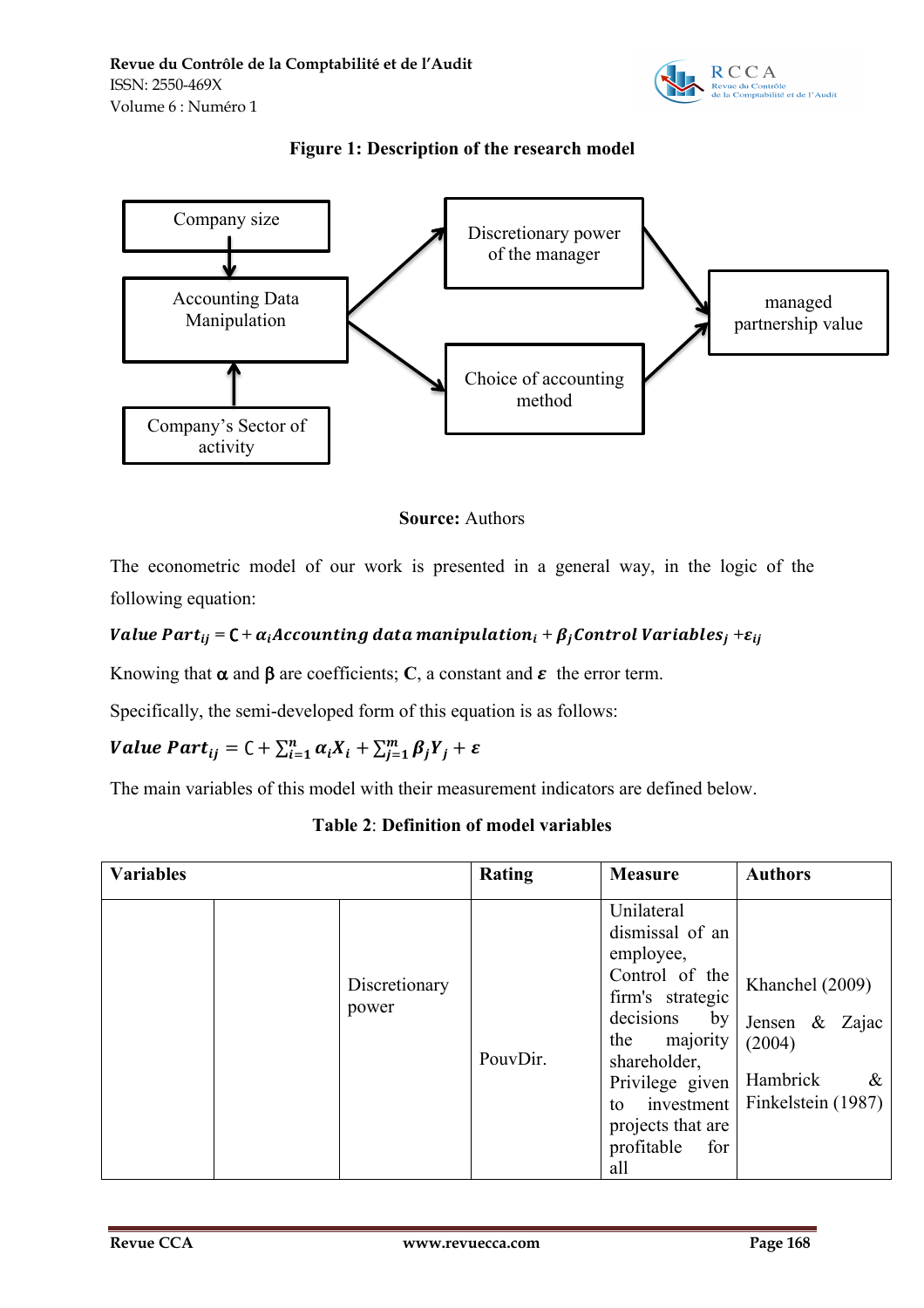**Figure 1: Description of the research model**

**Source:** Authors

The econometric model of our work is presented in a general way, in the logic of the following equation:

$$\boldsymbol{Value\ Part_{ij}} = \mathbf{C} + \boldsymbol{\alpha_i Accounting\ data\ manipulation_i} + \boldsymbol{\beta_j Control\ Variables_j} + \boldsymbol{\varepsilon_{ij}}$$

Knowing that $\alpha$ and $\beta$ are coefficients; **C**, a constant and $\boldsymbol{\varepsilon}$ the error term.

Specifically, the semi-developed form of this equation is as follows:

$$\boldsymbol{Value\ Part_{ij}} = \mathrm{C} + \sum_{i=1}^{n} \alpha_i X_i + \sum_{j=1}^{m} \beta_j Y_j + \varepsilon$$

The main variables of this model with their measurement indicators are defined below.

**Table 2**: **Definition of model variables**

| **Variables** | | | **Rating** | **Measure** | **Authors** |
|---|---|---|---|---|---|
| | | Discretionary power | PouvDir. | Unilateral dismissal of an employee, Control of the firm's strategic decisions by the majority shareholder, Privilege given to investment projects that are profitable for all | Khanchel (2009) Jensen & Zajac (2004) Hambrick & Finkelstein (1987) |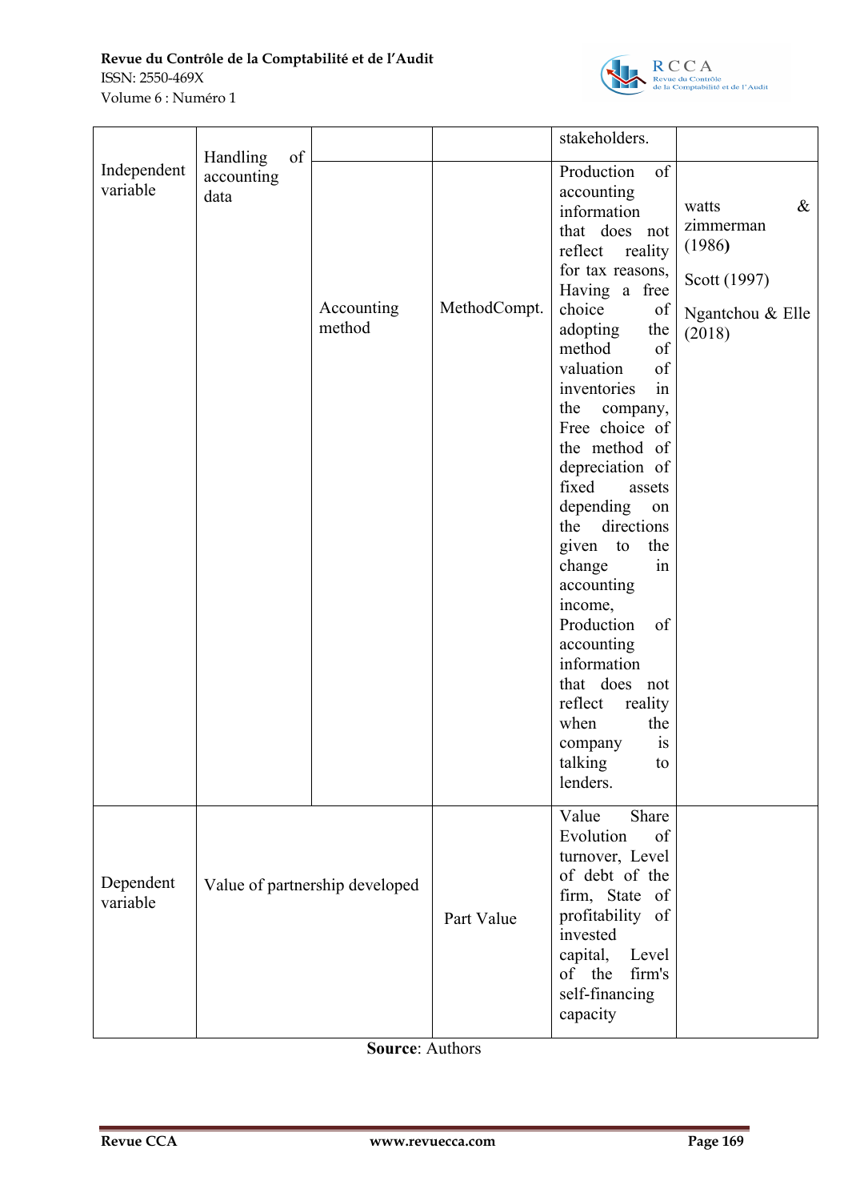| | | | | | |
|---|---|---|---|---|---|
| Independent variable | Handling of accounting data | | | stakeholders. | |
| | | Accounting method | MethodCompt. | Production of accounting information that does not reflect reality for tax reasons, Having a free choice of adopting the method of valuation of inventories in the company, Free choice of the method of depreciation of fixed assets depending on the directions given to the change in accounting income, Production of accounting information that does not reflect reality when the company is talking to lenders. | watts & zimmerman (1986) Scott (1997) Ngantchou & Elle (2018) |
| Dependent variable | Value of partnership developed | | Part Value | Value Share Evolution of turnover, Level of debt of the firm, State of profitability of invested capital, Level of the firm's self-financing capacity | |

**Source**: Authors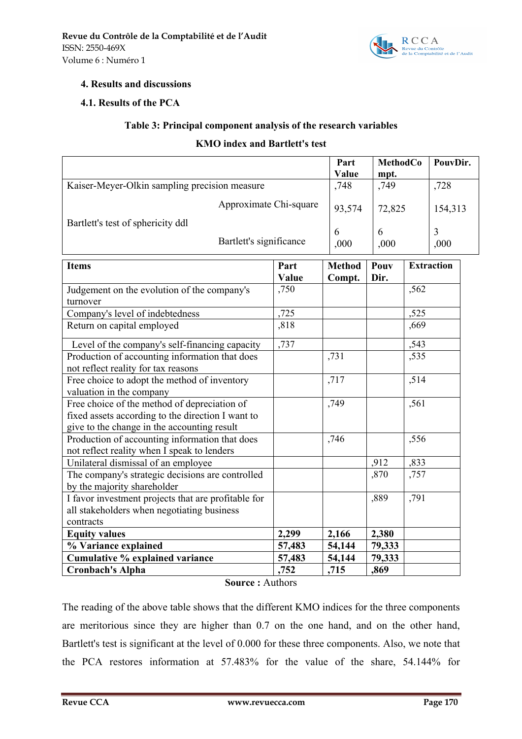### 4. Results and discussions

### 4.1. Results of the PCA

**Table 3: Principal component analysis of the research variables**

**KMO index and Bartlett's test**

| | | Part Value | MethodCompt. | PouvDir. |
|---|---|---|---|---|
| Kaiser-Meyer-Olkin sampling precision measure | | ,748 | ,749 | ,728 |
| Bartlett's test of sphericity ddl | Approximate Chi-square | 93,574 | 72,825 | 154,313 |
| | ddl | 6 | 6 | 3 |
| | Bartlett's significance | ,000 | ,000 | ,000 |

| Items | Part Value | Method Compt. | Pouv Dir. | Extraction |
|---|---|---|---|---|
| Judgement on the evolution of the company's turnover | ,750 | | | ,562 |
| Company's level of indebtedness | ,725 | | | ,525 |
| Return on capital employed | ,818 | | | ,669 |
| Level of the company's self-financing capacity | ,737 | | | ,543 |
| Production of accounting information that does not reflect reality for tax reasons | | ,731 | | ,535 |
| Free choice to adopt the method of inventory valuation in the company | | ,717 | | ,514 |
| Free choice of the method of depreciation of fixed assets according to the direction I want to give to the change in the accounting result | | ,749 | | ,561 |
| Production of accounting information that does not reflect reality when I speak to lenders | | ,746 | | ,556 |
| Unilateral dismissal of an employee | | | ,912 | ,833 |
| The company's strategic decisions are controlled by the majority shareholder | | | ,870 | ,757 |
| I favor investment projects that are profitable for all stakeholders when negotiating business contracts | | | ,889 | ,791 |
| **Equity values** | **2,299** | **2,166** | **2,380** | |
| **% Variance explained** | **57,483** | **54,144** | **79,333** | |
| **Cumulative % explained variance** | **57,483** | **54,144** | **79,333** | |
| **Cronbach's Alpha** | **,752** | **,715** | **,869** | |

**Source :** Authors

The reading of the above table shows that the different KMO indices for the three components are meritorious since they are higher than 0.7 on the one hand, and on the other hand, Bartlett's test is significant at the level of 0.000 for these three components. Also, we note that the PCA restores information at 57.483% for the value of the share, 54.144% for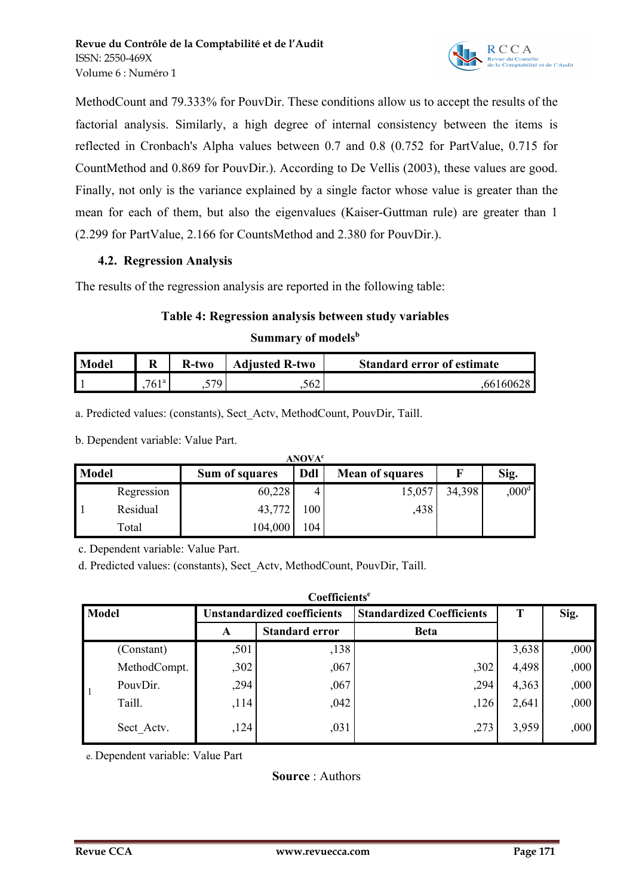MethodCount and 79.333% for PouvDir. These conditions allow us to accept the results of the factorial analysis. Similarly, a high degree of internal consistency between the items is reflected in Cronbach's Alpha values between 0.7 and 0.8 (0.752 for PartValue, 0.715 for CountMethod and 0.869 for PouvDir.). According to De Vellis (2003), these values are good. Finally, not only is the variance explained by a single factor whose value is greater than the mean for each of them, but also the eigenvalues (Kaiser-Guttman rule) are greater than 1 (2.299 for PartValue, 2.166 for CountsMethod and 2.380 for PouvDir.).

## 4.2. Regression Analysis

The results of the regression analysis are reported in the following table:

**Table 4: Regression analysis between study variables**

**Summary of models[b]**

| Model | R | R-two | Adjusted R-two | Standard error of estimate |
|---|---|---|---|---|
| 1 | ,761[a] | ,579 | ,562 | ,66160628 |

a. Predicted values: (constants), Sect_Actv, MethodCount, PouvDir, Taill.

b. Dependent variable: Value Part.

**ANOVA[c]**

| Model | | Sum of squares | Ddl | Mean of squares | F | Sig. |
|---|---|---|---|---|---|---|
| 1 | Regression | 60,228 | 4 | 15,057 | 34,398 | ,000[d] |
| | Residual | 43,772 | 100 | ,438 | | |
| | Total | 104,000 | 104 | | | |

c. Dependent variable: Value Part.

d. Predicted values: (constants), Sect_Actv, MethodCount, PouvDir, Taill.

**Coefficients[e]**

| Model | | Unstandardized coefficients | | Standardized Coefficients | T | Sig. |
|---|---|---|---|---|---|---|
| | | A | Standard error | Beta | | |
| 1 | (Constant) | ,501 | ,138 | | 3,638 | ,000 |
| | MethodCompt. | ,302 | ,067 | ,302 | 4,498 | ,000 |
| | PouvDir. | ,294 | ,067 | ,294 | 4,363 | ,000 |
| | Taill. | ,114 | ,042 | ,126 | 2,641 | ,000 |
| | Sect_Actv. | ,124 | ,031 | ,273 | 3,959 | ,000 |

e. Dependent variable: Value Part

**Source** : Authors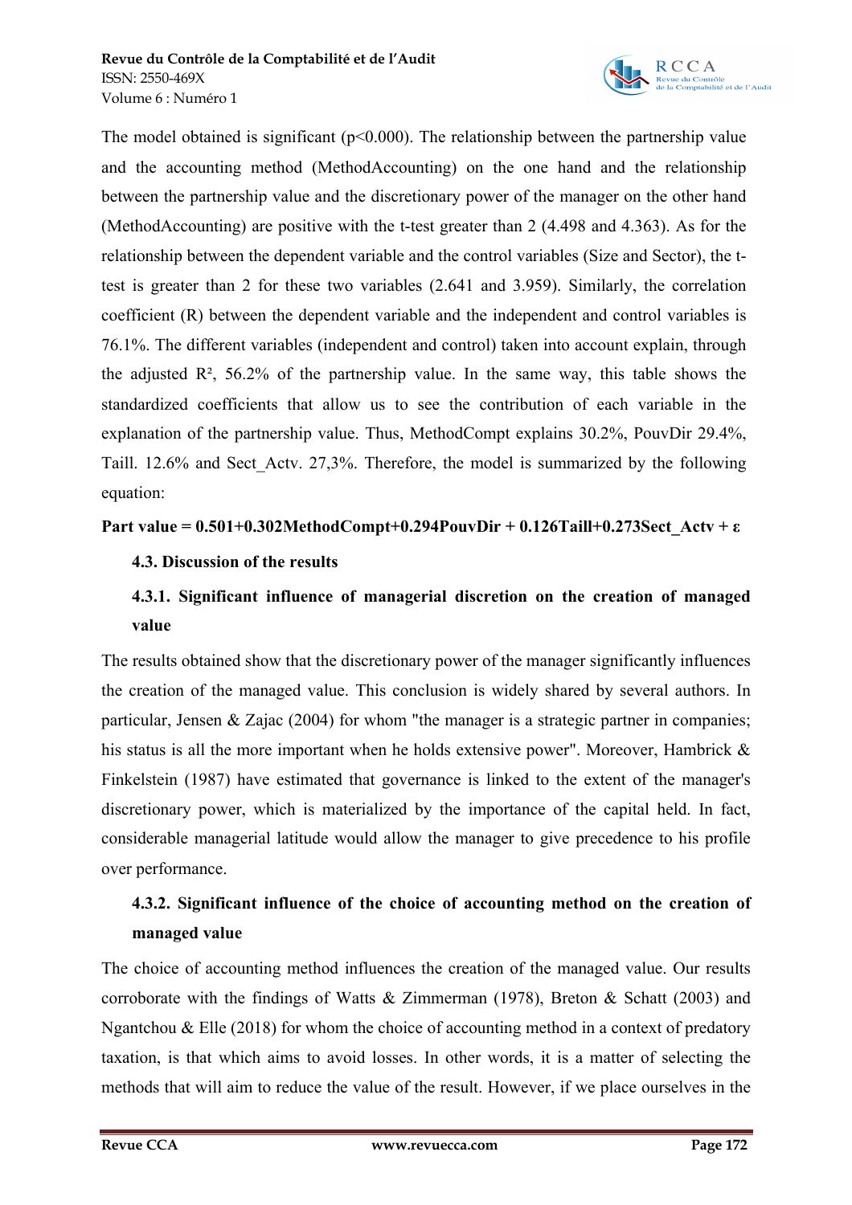The model obtained is significant ($p<0.000$). The relationship between the partnership value and the accounting method (MethodAccounting) on the one hand and the relationship between the partnership value and the discretionary power of the manager on the other hand (MethodAccounting) are positive with the t-test greater than 2 (4.498 and 4.363). As for the relationship between the dependent variable and the control variables (Size and Sector), the t-test is greater than 2 for these two variables (2.641 and 3.959). Similarly, the correlation coefficient (R) between the dependent variable and the independent and control variables is 76.1%. The different variables (independent and control) taken into account explain, through the adjusted $R^2$, 56.2% of the partnership value. In the same way, this table shows the standardized coefficients that allow us to see the contribution of each variable in the explanation of the partnership value. Thus, MethodCompt explains 30.2%, PouvDir 29.4%, Taill. 12.6% and Sect_Actv. 27,3%. Therefore, the model is summarized by the following equation:

**Part value = 0.501+0.302MethodCompt+0.294PouvDir + 0.126Taill+0.273Sect_Actv + ε**

### 4.3. Discussion of the results

#### 4.3.1. Significant influence of managerial discretion on the creation of managed value

The results obtained show that the discretionary power of the manager significantly influences the creation of the managed value. This conclusion is widely shared by several authors. In particular, Jensen & Zajac (2004) for whom "the manager is a strategic partner in companies; his status is all the more important when he holds extensive power". Moreover, Hambrick & Finkelstein (1987) have estimated that governance is linked to the extent of the manager's discretionary power, which is materialized by the importance of the capital held. In fact, considerable managerial latitude would allow the manager to give precedence to his profile over performance.

#### 4.3.2. Significant influence of the choice of accounting method on the creation of managed value

The choice of accounting method influences the creation of the managed value. Our results corroborate with the findings of Watts & Zimmerman (1978), Breton & Schatt (2003) and Ngantchou & Elle (2018) for whom the choice of accounting method in a context of predatory taxation, is that which aims to avoid losses. In other words, it is a matter of selecting the methods that will aim to reduce the value of the result. However, if we place ourselves in the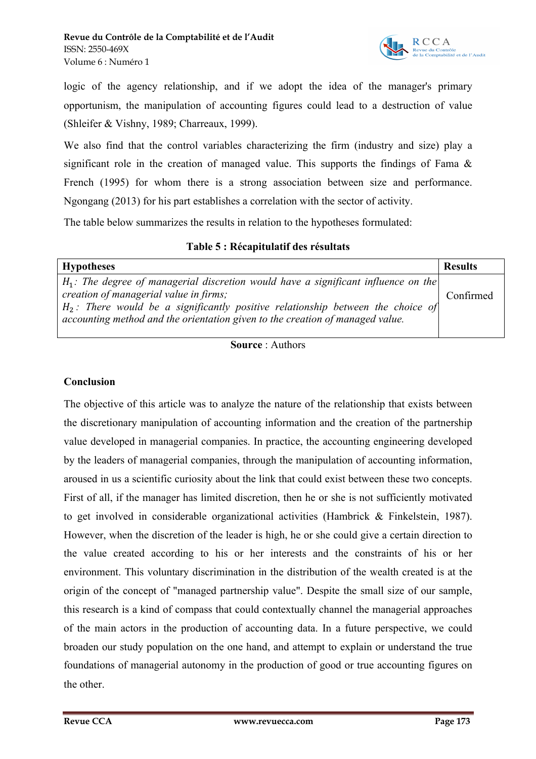logic of the agency relationship, and if we adopt the idea of the manager's primary opportunism, the manipulation of accounting figures could lead to a destruction of value (Shleifer & Vishny, 1989; Charreaux, 1999).

We also find that the control variables characterizing the firm (industry and size) play a significant role in the creation of managed value. This supports the findings of Fama & French (1995) for whom there is a strong association between size and performance. Ngongang (2013) for his part establishes a correlation with the sector of activity.

The table below summarizes the results in relation to the hypotheses formulated:

**Table 5 : Récapitulatif des résultats**

| Hypotheses | Results |
|---|---|
| $H_1$: *The degree of managerial discretion would have a significant influence on the creation of managerial value in firms;* $H_2$: *There would be a significantly positive relationship between the choice of accounting method and the orientation given to the creation of managed value.* | Confirmed |

**Source** : Authors

## Conclusion

The objective of this article was to analyze the nature of the relationship that exists between the discretionary manipulation of accounting information and the creation of the partnership value developed in managerial companies. In practice, the accounting engineering developed by the leaders of managerial companies, through the manipulation of accounting information, aroused in us a scientific curiosity about the link that could exist between these two concepts. First of all, if the manager has limited discretion, then he or she is not sufficiently motivated to get involved in considerable organizational activities (Hambrick & Finkelstein, 1987). However, when the discretion of the leader is high, he or she could give a certain direction to the value created according to his or her interests and the constraints of his or her environment. This voluntary discrimination in the distribution of the wealth created is at the origin of the concept of "managed partnership value". Despite the small size of our sample, this research is a kind of compass that could contextually channel the managerial approaches of the main actors in the production of accounting data. In a future perspective, we could broaden our study population on the one hand, and attempt to explain or understand the true foundations of managerial autonomy in the production of good or true accounting figures on the other.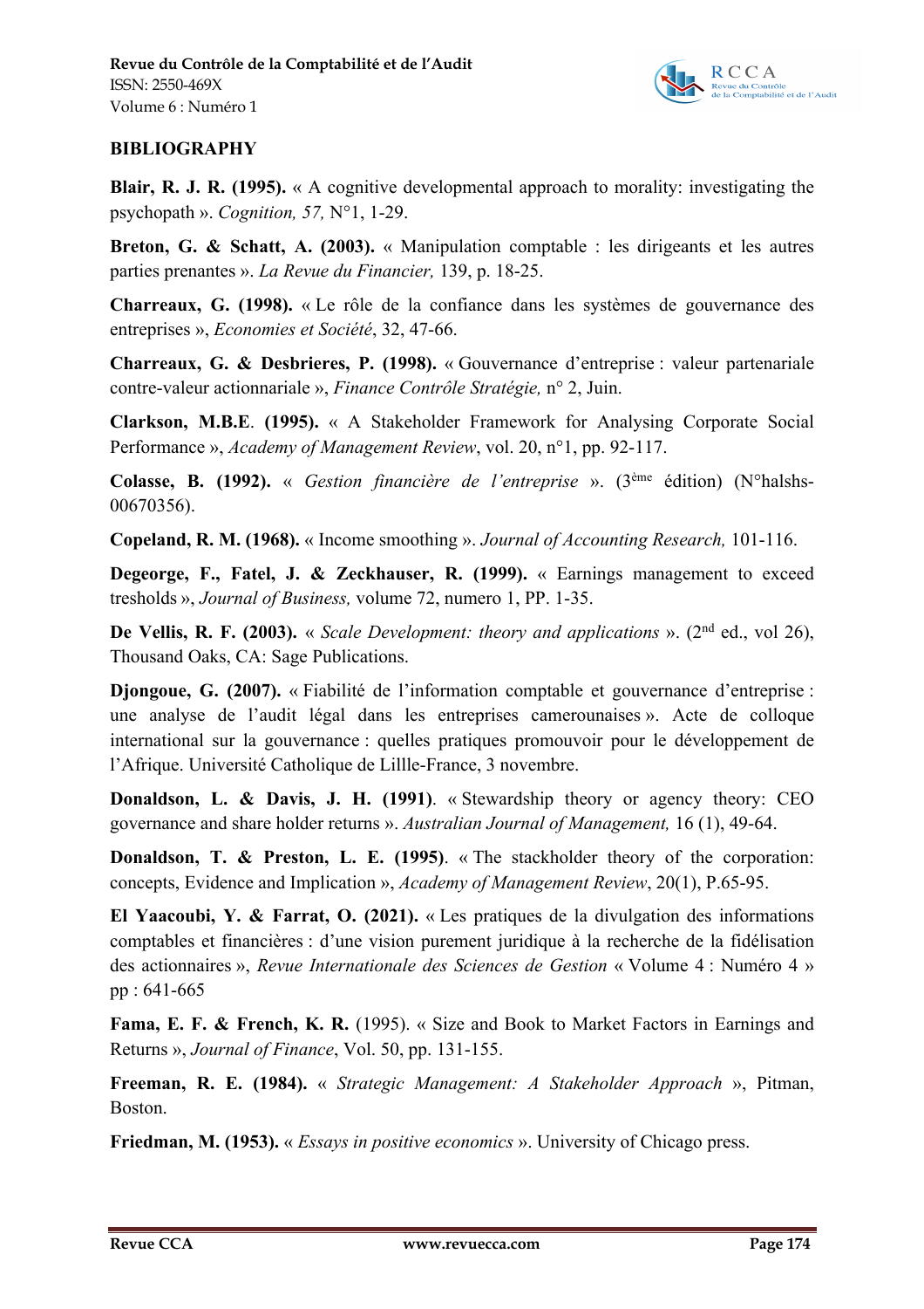## BIBLIOGRAPHY

**Blair, R. J. R. (1995).** « A cognitive developmental approach to morality: investigating the psychopath ». *Cognition, 57,* N°1, 1-29.

**Breton, G. & Schatt, A. (2003).** « Manipulation comptable : les dirigeants et les autres parties prenantes ». *La Revue du Financier,* 139, p. 18-25.

**Charreaux, G. (1998).** « Le rôle de la confiance dans les systèmes de gouvernance des entreprises », *Economies et Société*, 32, 47-66.

**Charreaux, G. & Desbrieres, P. (1998).** « Gouvernance d'entreprise : valeur partenariale contre-valeur actionnariale », *Finance Contrôle Stratégie,* n° 2, Juin.

**Clarkson, M.B.E. (1995).** « A Stakeholder Framework for Analysing Corporate Social Performance », *Academy of Management Review*, vol. 20, n°1, pp. 92-117.

**Colasse, B. (1992).** « *Gestion financière de l'entreprise* ». (3ème édition) (N°halshs-00670356).

**Copeland, R. M. (1968).** « Income smoothing ». *Journal of Accounting Research,* 101-116.

**Degeorge, F., Fatel, J. & Zeckhauser, R. (1999).** « Earnings management to exceed tresholds », *Journal of Business,* volume 72, numero 1, PP. 1-35.

**De Vellis, R. F. (2003).** « *Scale Development: theory and applications* ». (2nd ed., vol 26), Thousand Oaks, CA: Sage Publications.

**Djongoue, G. (2007).** « Fiabilité de l'information comptable et gouvernance d'entreprise : une analyse de l'audit légal dans les entreprises camerounaises ». Acte de colloque international sur la gouvernance : quelles pratiques promouvoir pour le développement de l'Afrique. Université Catholique de Lillle-France, 3 novembre.

**Donaldson, L. & Davis, J. H. (1991)**. « Stewardship theory or agency theory: CEO governance and share holder returns ». *Australian Journal of Management,* 16 (1), 49-64.

**Donaldson, T. & Preston, L. E. (1995)**. « The stackholder theory of the corporation: concepts, Evidence and Implication », *Academy of Management Review*, 20(1), P.65-95.

**El Yaacoubi, Y. & Farrat, O. (2021).** « Les pratiques de la divulgation des informations comptables et financières : d'une vision purement juridique à la recherche de la fidélisation des actionnaires », *Revue Internationale des Sciences de Gestion* « Volume 4 : Numéro 4 » pp : 641-665

**Fama, E. F. & French, K. R.** (1995). « Size and Book to Market Factors in Earnings and Returns », *Journal of Finance*, Vol. 50, pp. 131-155.

**Freeman, R. E. (1984).** « *Strategic Management: A Stakeholder Approach* », Pitman, Boston.

**Friedman, M. (1953).** « *Essays in positive economics* ». University of Chicago press.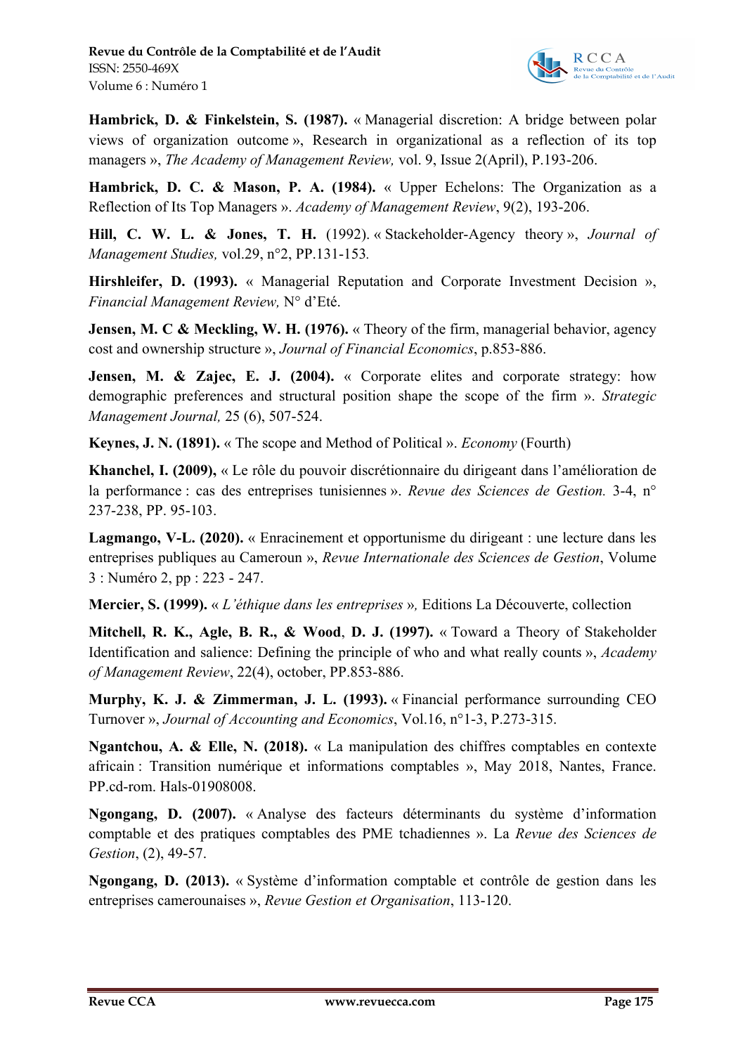**Hambrick, D. & Finkelstein, S. (1987).** « Managerial discretion: A bridge between polar views of organization outcome », Research in organizational as a reflection of its top managers », *The Academy of Management Review,* vol. 9, Issue 2(April), P.193-206.

**Hambrick, D. C. & Mason, P. A. (1984).** « Upper Echelons: The Organization as a Reflection of Its Top Managers ». *Academy of Management Review*, 9(2), 193-206.

**Hill, C. W. L. & Jones, T. H.** (1992). « Stackeholder-Agency theory », *Journal of Management Studies,* vol.29, n°2, PP.131-153*.*

**Hirshleifer, D. (1993).** « Managerial Reputation and Corporate Investment Decision », *Financial Management Review,* N° d'Eté.

**Jensen, M. C & Meckling, W. H. (1976).** « Theory of the firm, managerial behavior, agency cost and ownership structure », *Journal of Financial Economics*, p.853-886.

**Jensen, M. & Zajec, E. J. (2004).** « Corporate elites and corporate strategy: how demographic preferences and structural position shape the scope of the firm ». *Strategic Management Journal,* 25 (6), 507-524.

**Keynes, J. N. (1891).** « The scope and Method of Political ». *Economy* (Fourth)

**Khanchel, I. (2009),** « Le rôle du pouvoir discrétionnaire du dirigeant dans l'amélioration de la performance : cas des entreprises tunisiennes ». *Revue des Sciences de Gestion.* 3-4, n° 237-238, PP. 95-103.

**Lagmango, V-L. (2020).** « Enracinement et opportunisme du dirigeant : une lecture dans les entreprises publiques au Cameroun », *Revue Internationale des Sciences de Gestion*, Volume 3 : Numéro 2, pp : 223 - 247.

**Mercier, S. (1999).** « *L'éthique dans les entreprises* »*,* Editions La Découverte, collection

**Mitchell, R. K., Agle, B. R., & Wood, D. J. (1997).** « Toward a Theory of Stakeholder Identification and salience: Defining the principle of who and what really counts », *Academy of Management Review*, 22(4), october, PP.853-886.

**Murphy, K. J. & Zimmerman, J. L. (1993).** « Financial performance surrounding CEO Turnover », *Journal of Accounting and Economics*, Vol.16, n°1-3, P.273-315.

**Ngantchou, A. & Elle, N. (2018).** « La manipulation des chiffres comptables en contexte africain : Transition numérique et informations comptables », May 2018, Nantes, France. PP.cd-rom. Hals-01908008.

**Ngongang, D. (2007).** « Analyse des facteurs déterminants du système d'information comptable et des pratiques comptables des PME tchadiennes ». La *Revue des Sciences de Gestion*, (2), 49-57.

**Ngongang, D. (2013).** « Système d'information comptable et contrôle de gestion dans les entreprises camerounaises », *Revue Gestion et Organisation*, 113-120.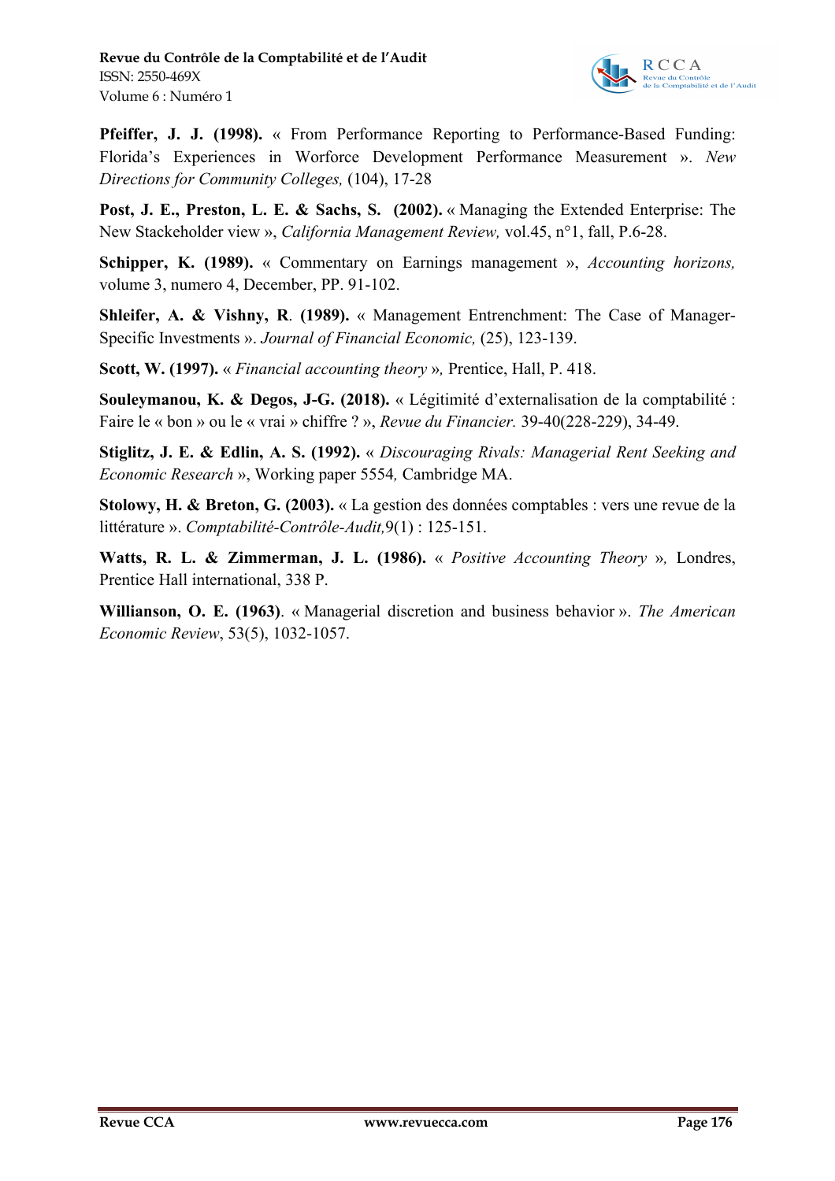**Pfeiffer, J. J. (1998).** « From Performance Reporting to Performance-Based Funding: Florida's Experiences in Worforce Development Performance Measurement ». *New Directions for Community Colleges,* (104), 17-28

**Post, J. E., Preston, L. E. & Sachs, S. (2002).** « Managing the Extended Enterprise: The New Stackeholder view », *California Management Review,* vol.45, n°1, fall, P.6-28.

**Schipper, K. (1989).** « Commentary on Earnings management », *Accounting horizons,* volume 3, numero 4, December, PP. 91-102.

**Shleifer, A. & Vishny, R. (1989).** « Management Entrenchment: The Case of Manager-Specific Investments ». *Journal of Financial Economic,* (25), 123-139.

**Scott, W. (1997).** « *Financial accounting theory* », Prentice, Hall, P. 418.

**Souleymanou, K. & Degos, J-G. (2018).** « Légitimité d'externalisation de la comptabilité : Faire le « bon » ou le « vrai » chiffre ? », *Revue du Financier.* 39-40(228-229), 34-49.

**Stiglitz, J. E. & Edlin, A. S. (1992).** « *Discouraging Rivals: Managerial Rent Seeking and Economic Research* », Working paper 5554*,* Cambridge MA.

**Stolowy, H. & Breton, G. (2003).** « La gestion des données comptables : vers une revue de la littérature ». *Comptabilité-Contrôle-Audit,*9(1) : 125-151.

**Watts, R. L. & Zimmerman, J. L. (1986).** « *Positive Accounting Theory* », Londres, Prentice Hall international, 338 P.

**Willianson, O. E. (1963)**. « Managerial discretion and business behavior ». *The American Economic Review*, 53(5), 1032-1057.